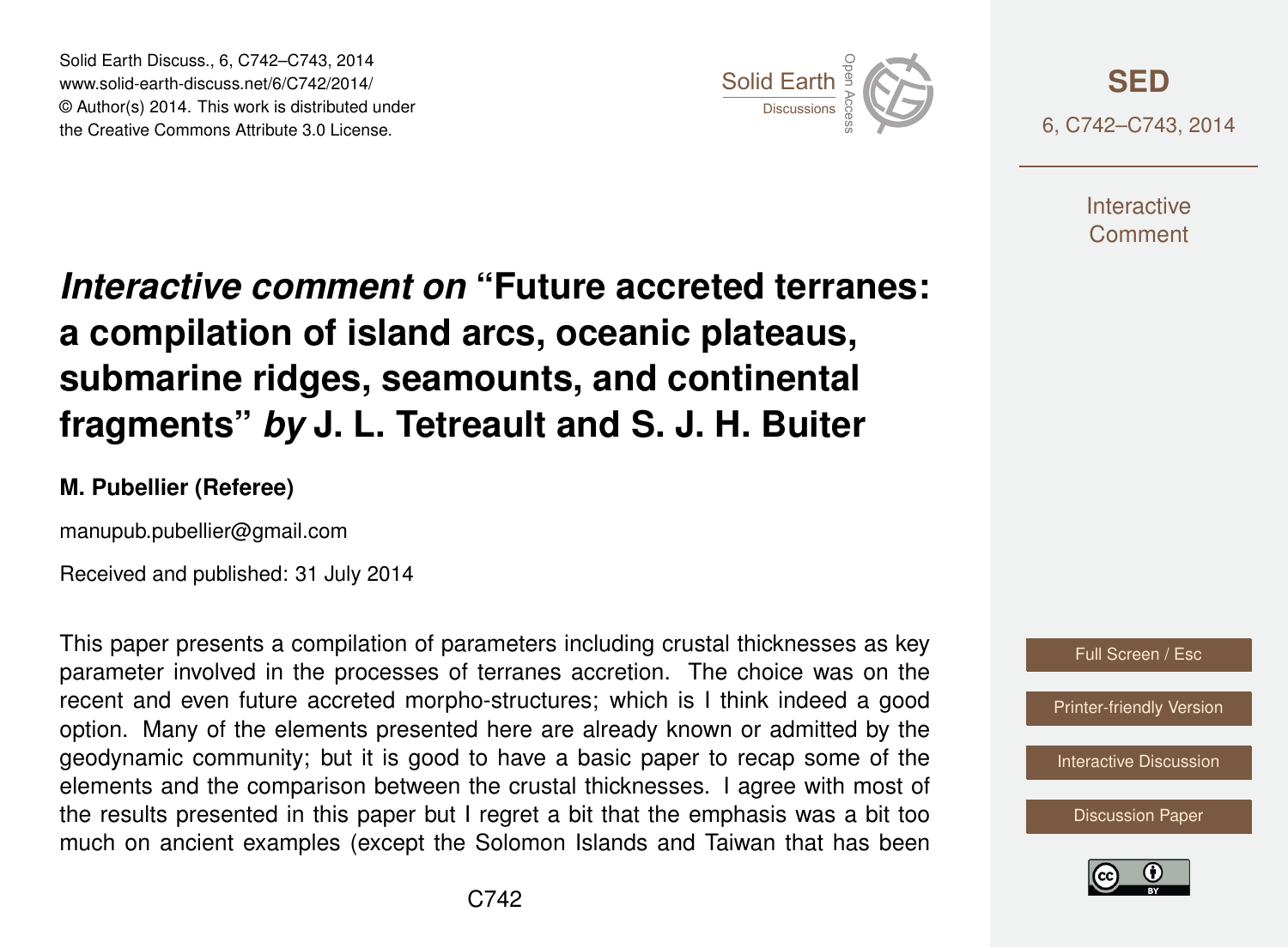# *Interactive comment on* "Future accreted terranes: a compilation of island arcs, oceanic plateaus, submarine ridges, seamounts, and continental fragments" *by* J. L. Tetreault and S. J. H. Buiter

**M. Pubellier (Referee)**

manupub.pubellier@gmail.com

Received and published: 31 July 2014

This paper presents a compilation of parameters including crustal thicknesses as key parameter involved in the processes of terranes accretion. The choice was on the recent and even future accreted morpho-structures; which is I think indeed a good option. Many of the elements presented here are already known or admitted by the geodynamic community; but it is good to have a basic paper to recap some of the elements and the comparison between the crustal thicknesses. I agree with most of the results presented in this paper but I regret a bit that the emphasis was a bit too much on ancient examples (except the Solomon Islands and Taiwan that has been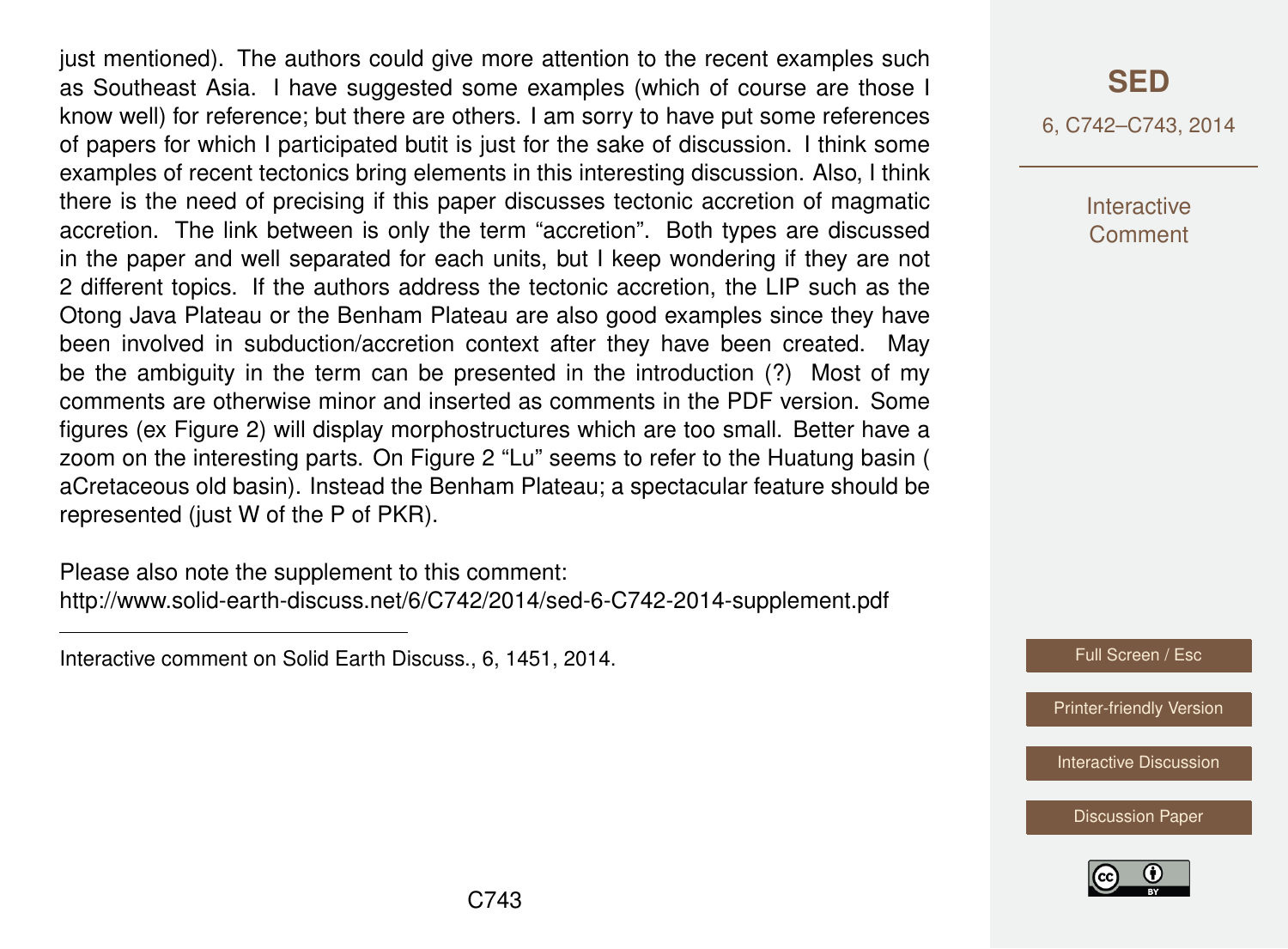just mentioned). The authors could give more attention to the recent examples such as Southeast Asia. I have suggested some examples (which of course are those I know well) for reference; but there are others. I am sorry to have put some references of papers for which I participated butit is just for the sake of discussion. I think some examples of recent tectonics bring elements in this interesting discussion. Also, I think there is the need of precising if this paper discusses tectonic accretion of magmatic accretion. The link between is only the term "accretion". Both types are discussed in the paper and well separated for each units, but I keep wondering if they are not 2 different topics. If the authors address the tectonic accretion, the LIP such as the Otong Java Plateau or the Benham Plateau are also good examples since they have been involved in subduction/accretion context after they have been created. May be the ambiguity in the term can be presented in the introduction (?) Most of my comments are otherwise minor and inserted as comments in the PDF version. Some figures (ex Figure 2) will display morphostructures which are too small. Better have a zoom on the interesting parts. On Figure 2 "Lu" seems to refer to the Huatung basin ( aCretaceous old basin). Instead the Benham Plateau; a spectacular feature should be represented (just W of the P of PKR).

Please also note the supplement to this comment:
http://www.solid-earth-discuss.net/6/C742/2014/sed-6-C742-2014-supplement.pdf

---

Interactive comment on Solid Earth Discuss., 6, 1451, 2014.